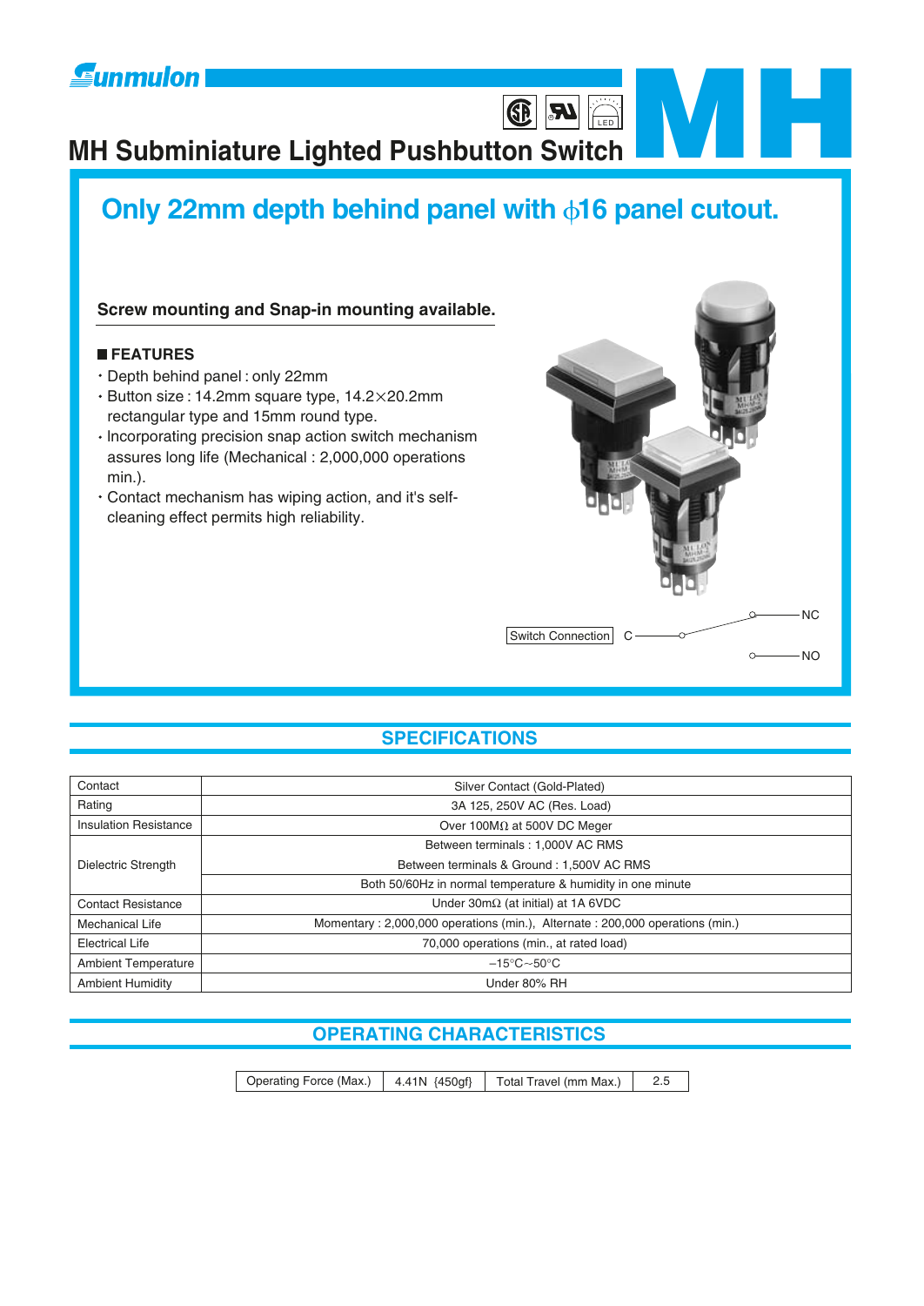Sunmulon

# MH Subminiature Lighted Pushbutton Switch

## Only 22mm depth behind panel with φ16 panel cutout.

**Screw mounting and Snap-in mounting available.**

### FEATURES

- Depth behind panel : only 22mm
- Button size : 14.2mm square type, 14.2×20.2mm rectangular type and 15mm round type.
- Incorporating precision snap action switch mechanism assures long life (Mechanical : 2,000,000 operations min.).
- Contact mechanism has wiping action, and it's self-cleaning effect permits high reliability.

Switch Connection C — NC / NO

## SPECIFICATIONS

| | |
|---|---|
| Contact | Silver Contact (Gold-Plated) |
| Rating | 3A 125, 250V AC (Res. Load) |
| Insulation Resistance | Over 100MΩ at 500V DC Meger |
| Dielectric Strength | Between terminals : 1,000V AC RMS<br>Between terminals & Ground : 1,500V AC RMS<br>Both 50/60Hz in normal temperature & humidity in one minute |
| Contact Resistance | Under 30mΩ (at initial) at 1A 6VDC |
| Mechanical Life | Momentary : 2,000,000 operations (min.), Alternate : 200,000 operations (min.) |
| Electrical Life | 70,000 operations (min., at rated load) |
| Ambient Temperature | −15°C~50°C |
| Ambient Humidity | Under 80% RH |

## OPERATING CHARACTERISTICS

| Operating Force (Max.) | 4.41N {450gf} | Total Travel (mm Max.) | 2.5 |
|---|---|---|---|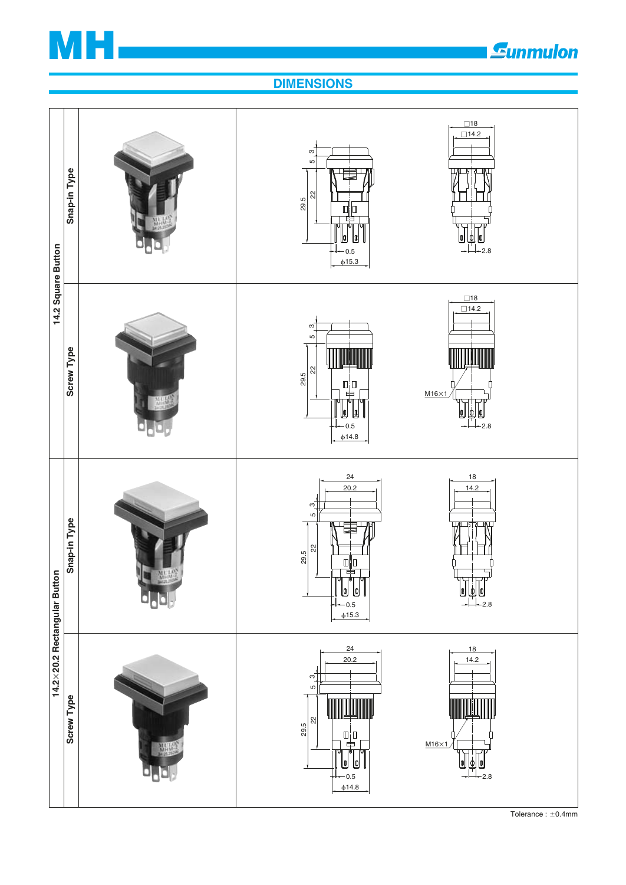# MH

**Sunmulon**

## DIMENSIONS

| Button | Type | Dimensions |
|---|---|---|
| 14.2 Square Button | Snap-in Type | □18, □14.2, 3, 5, 22, 29.5, 0.5, φ15.3, 2.8 |
| 14.2 Square Button | Screw Type | □18, □14.2, 3, 5, 22, 29.5, 0.5, φ14.8, M16×1, 2.8 |
| 14.2×20.2 Rectangular Button | Snap-in Type | 24, 20.2, 18, 14.2, 3, 5, 22, 29.5, 0.5, φ15.3, 2.8 |
| 14.2×20.2 Rectangular Button | Screw Type | 24, 20.2, 18, 14.2, 3, 5, 22, 29.5, 0.5, φ14.8, M16×1, 2.8 |

Tolerance : ±0.4mm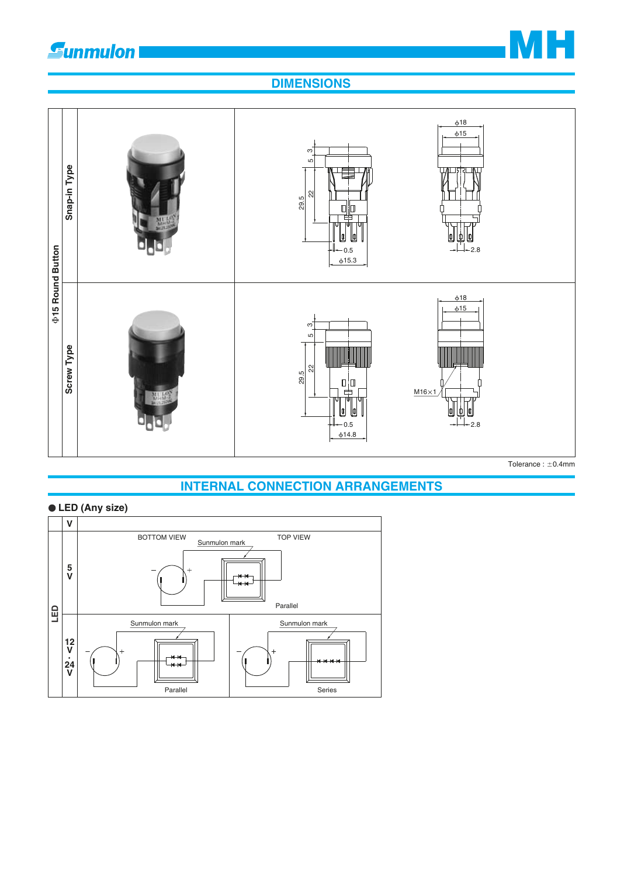# DIMENSIONS

| Φ15 Round Button | | | |
|---|---|---|---|
| | Snap-in Type | | φ18, φ15, 3, 5, 22, 29.5, 0.5, φ15.3, 2.8 |
| | Screw Type | | φ18, φ15, 3, 5, 22, 29.5, 0.5, φ14.8, M16×1, 2.8 |

Tolerance : ±0.4mm

# INTERNAL CONNECTION ARRANGEMENTS

● LED (Any size)

| | V | | |
|---|---|---|---|
| LED | 5 V | BOTTOM VIEW / TOP VIEW — Sunmulon mark, Parallel | |
| | 12 V · 24 V | Sunmulon mark, Parallel | Sunmulon mark, Series |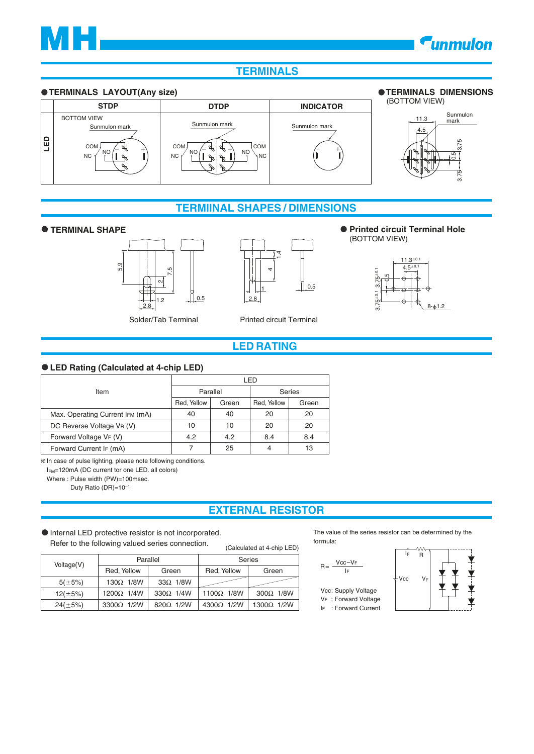## TERMINALS

### ● TERMINALS LAYOUT(Any size)

| | STDP | DTDP | INDICATOR |
|---|---|---|---|
| LED | BOTTOM VIEW<br>Sunmulon mark<br>COM NC NO | Sunmulon mark<br>COM NC NO NO COM NC | Sunmulon mark |

### ● TERMINALS DIMENSIONS

(BOTTOM VIEW)

Sunmulon mark

## TERMIINAL SHAPES / DIMENSIONS

### ● TERMINAL SHAPE

Solder/Tab Terminal

Printed circuit Terminal

### ● Printed circuit Terminal Hole

(BOTTOM VIEW)

8-ϕ1.2

## LED RATING

### ● LED Rating (Calculated at 4-chip LED)

| Item | LED | | | |
|---|---|---|---|---|
| | Parallel | | Series | |
| | Red, Yellow | Green | Red, Yellow | Green |
| Max. Operating Current $I_{FM}$ (mA) | 40 | 40 | 20 | 20 |
| DC Reverse Voltage $V_R$ (V) | 10 | 10 | 20 | 20 |
| Forward Voltage $V_F$ (V) | 4.2 | 4.2 | 8.4 | 8.4 |
| Forward Current $I_F$ (mA) | 7 | 25 | 4 | 13 |

※In case of pulse lighting, please note following conditions.

$I_{FM}$=120mA (DC current tor one LED. all colors)

Where : Pulse width (PW)=100msec.

Duty Ratio (DR)=$10^{-1}$

## EXTERNAL RESISTOR

● Internal LED protective resistor is not incorporated.
Refer to the following valued series connection.

(Calculated at 4-chip LED)

| Voltage(V) | Parallel | | Series | |
|---|---|---|---|---|
| | Red, Yellow | Green | Red, Yellow | Green |
| 5(±5%) | 130Ω 1/8W | 33Ω 1/8W | | |
| 12(±5%) | 1200Ω 1/4W | 330Ω 1/4W | 1100Ω 1/8W | 300Ω 1/8W |
| 24(±5%) | 3300Ω 1/2W | 820Ω 1/2W | 4300Ω 1/2W | 1300Ω 1/2W |

The value of the series resistor can be determined by the formula:

$$R = \frac{V_{CC} - V_F}{I_F}$$

Vcc: Supply Voltage

$V_F$ : Forward Voltage

$I_F$ : Forward Current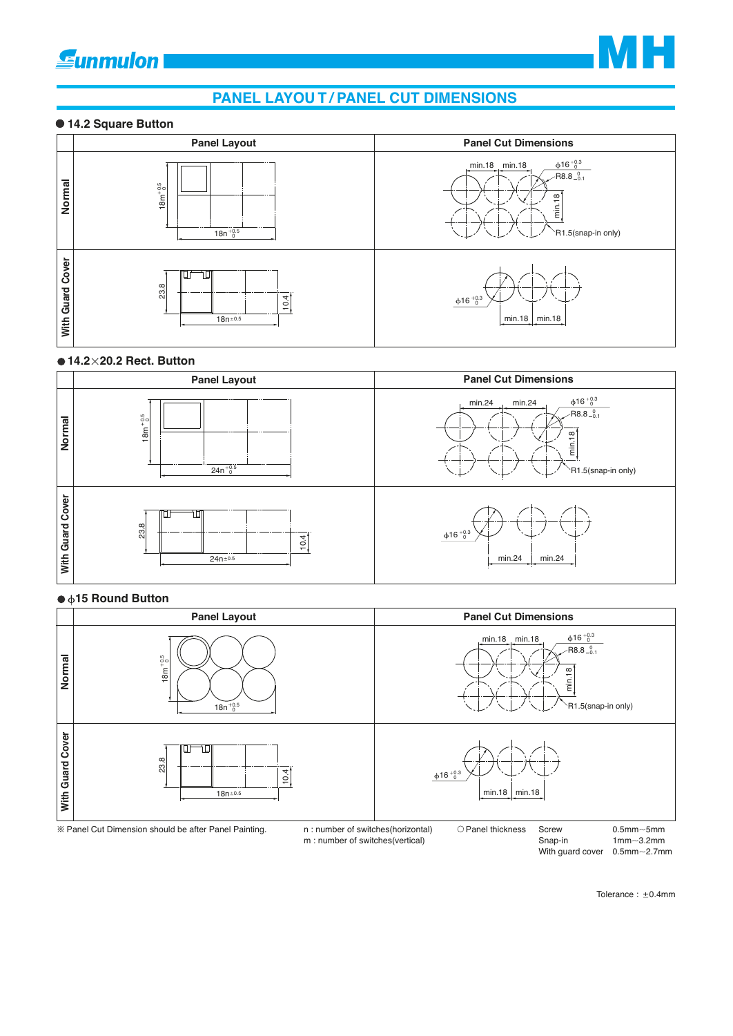## PANEL LAYOUT / PANEL CUT DIMENSIONS

### ● 14.2 Square Button

| | Panel Layout | Panel Cut Dimensions |
|---|---|---|
| Normal | $18m^{+0.5}_{0}$, $18n^{+0.5}_{0}$ | min.18, min.18, $\phi 16^{+0.3}_{0}$, $R8.8^{0}_{-0.1}$, min.18, R1.5(snap-in only) |
| With Guard Cover | 23.8, 10.4, $18n \pm 0.5$ | $\phi 16^{+0.3}_{0}$, min.18, min.18 |

### ● 14.2×20.2 Rect. Button

| | Panel Layout | Panel Cut Dimensions |
|---|---|---|
| Normal | $18m^{+0.5}_{0}$, $24n^{+0.5}_{0}$ | min.24, min.24, $\phi 16^{+0.3}_{0}$, $R8.8^{0}_{-0.1}$, min.18, R1.5(snap-in only) |
| With Guard Cover | 23.8, 10.4, $24n \pm 0.5$ | $\phi 16^{+0.3}_{0}$, min.24, min.24 |

### ● φ15 Round Button

| | Panel Layout | Panel Cut Dimensions |
|---|---|---|
| Normal | $18m^{+0.5}_{0}$, $18n^{+0.5}_{0}$ | min.18, min.18, $\phi 16^{+0.3}_{0}$, $R8.8^{0}_{-0.1}$, min.18, R1.5(snap-in only) |
| With Guard Cover | 23.8, 10.4, $18n \pm 0.5$ | $\phi 16^{+0.3}_{0}$, min.18, min.18 |

※ Panel Cut Dimension should be after Panel Painting.

n : number of switches(horizontal)
m : number of switches(vertical)

○ Panel thickness

| | |
|---|---|
| Screw | 0.5mm~5mm |
| Snap-in | 1mm~3.2mm |
| With guard cover | 0.5mm~2.7mm |

Tolerance : ±0.4mm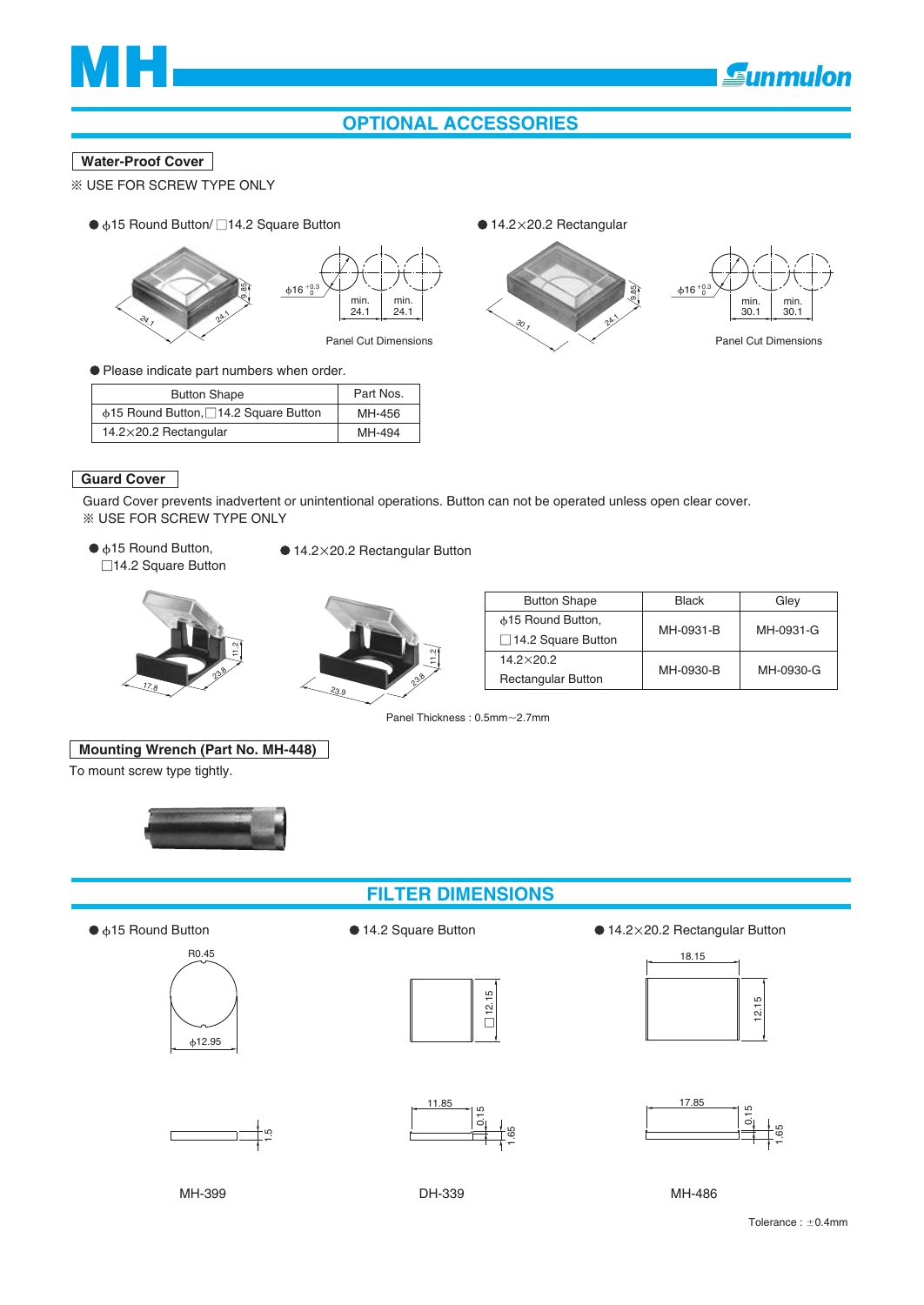# OPTIONAL ACCESSORIES

## Water-Proof Cover

※ USE FOR SCREW TYPE ONLY

- ϕ15 Round Button/ □14.2 Square Button
- 14.2×20.2 Rectangular

Panel Cut Dimensions

Panel Cut Dimensions

- Please indicate part numbers when order.

| Button Shape | Part Nos. |
|---|---|
| ϕ15 Round Button, □14.2 Square Button | MH-456 |
| 14.2×20.2 Rectangular | MH-494 |

## Guard Cover

Guard Cover prevents inadvertent or unintentional operations. Button can not be operated unless open clear cover.
※ USE FOR SCREW TYPE ONLY

- ϕ15 Round Button, □14.2 Square Button
- 14.2×20.2 Rectangular Button

| Button Shape | Black | Gley |
|---|---|---|
| ϕ15 Round Button, □14.2 Square Button | MH-0931-B | MH-0931-G |
| 14.2×20.2 Rectangular Button | MH-0930-B | MH-0930-G |

Panel Thickness : 0.5mm~2.7mm

## Mounting Wrench (Part No. MH-448)

To mount screw type tightly.

# FILTER DIMENSIONS

- ϕ15 Round Button
- 14.2 Square Button
- 14.2×20.2 Rectangular Button

MH-399 &nbsp;&nbsp;&nbsp; DH-339 &nbsp;&nbsp;&nbsp; MH-486

Tolerance : ±0.4mm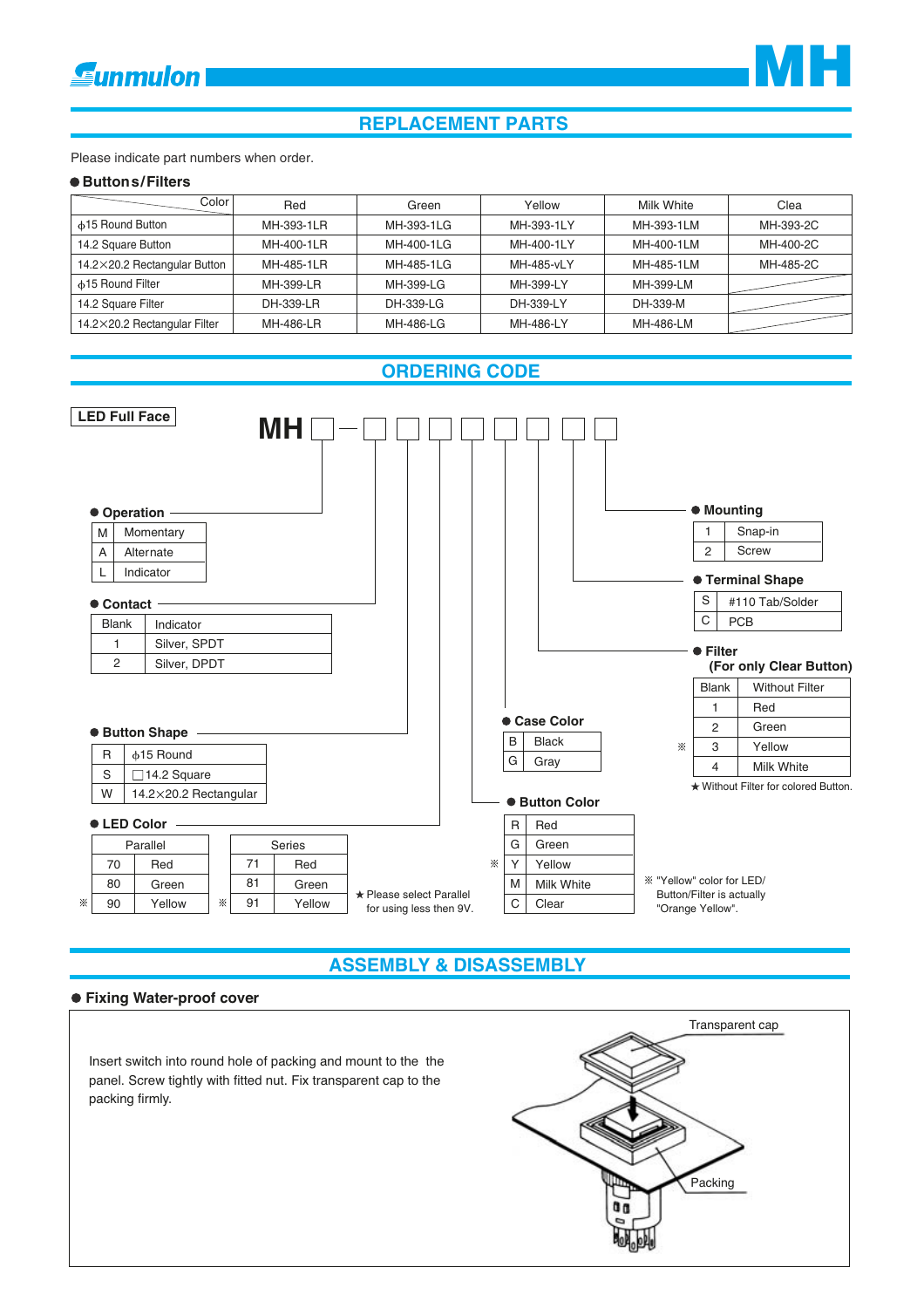## REPLACEMENT PARTS

Please indicate part numbers when order.

### ● Buttons/Filters

| Color | Red | Green | Yellow | Milk White | Clea |
|---|---|---|---|---|---|
| ϕ15 Round Button | MH-393-1LR | MH-393-1LG | MH-393-1LY | MH-393-1LM | MH-393-2C |
| 14.2 Square Button | MH-400-1LR | MH-400-1LG | MH-400-1LY | MH-400-1LM | MH-400-2C |
| 14.2×20.2 Rectangular Button | MH-485-1LR | MH-485-1LG | MH-485-vLY | MH-485-1LM | MH-485-2C |
| ϕ15 Round Filter | MH-399-LR | MH-399-LG | MH-399-LY | MH-399-LM | |
| 14.2 Square Filter | DH-339-LR | DH-339-LG | DH-339-LY | DH-339-M | |
| 14.2×20.2 Rectangular Filter | MH-486-LR | MH-486-LG | MH-486-LY | MH-486-LM | |

## ORDERING CODE

**LED Full Face**

**MH □ – □ □ □ □ □ □ □ □**

### ● Operation

| | |
|---|---|
| M | Momentary |
| A | Alternate |
| L | Indicator |

### ● Contact

| | |
|---|---|
| Blank | Indicator |
| 1 | Silver, SPDT |
| 2 | Silver, DPDT |

### ● Button Shape

| | |
|---|---|
| R | ϕ15 Round |
| S | □14.2 Square |
| W | 14.2×20.2 Rectangular |

### ● LED Color

| Parallel | | Series | |
|---|---|---|---|
| 70 | Red | 71 | Red |
| 80 | Green | 81 | Green |
| ※ 90 | Yellow | ※ 91 | Yellow |

★ Please select Parallel for using less then 9V.

### ● Button Color

| | |
|---|---|
| R | Red |
| G | Green |
| ※ Y | Yellow |
| M | Milk White |
| C | Clear |

※ "Yellow" color for LED/Button/Filter is actually "Orange Yellow".

### ● Case Color

| | |
|---|---|
| B | Black |
| G | Gray |

### ● Filter (For only Clear Button)

| | |
|---|---|
| Blank | Without Filter |
| 1 | Red |
| 2 | Green |
| ※ 3 | Yellow |
| 4 | Milk White |

★ Without Filter for colored Button.

### ● Terminal Shape

| | |
|---|---|
| S | #110 Tab/Solder |
| C | PCB |

### ● Mounting

| | |
|---|---|
| 1 | Snap-in |
| 2 | Screw |

## ASSEMBLY & DISASSEMBLY

### ● Fixing Water-proof cover

Insert switch into round hole of packing and mount to the the panel. Screw tightly with fitted nut. Fix transparent cap to the packing firmly.

Transparent cap

Packing